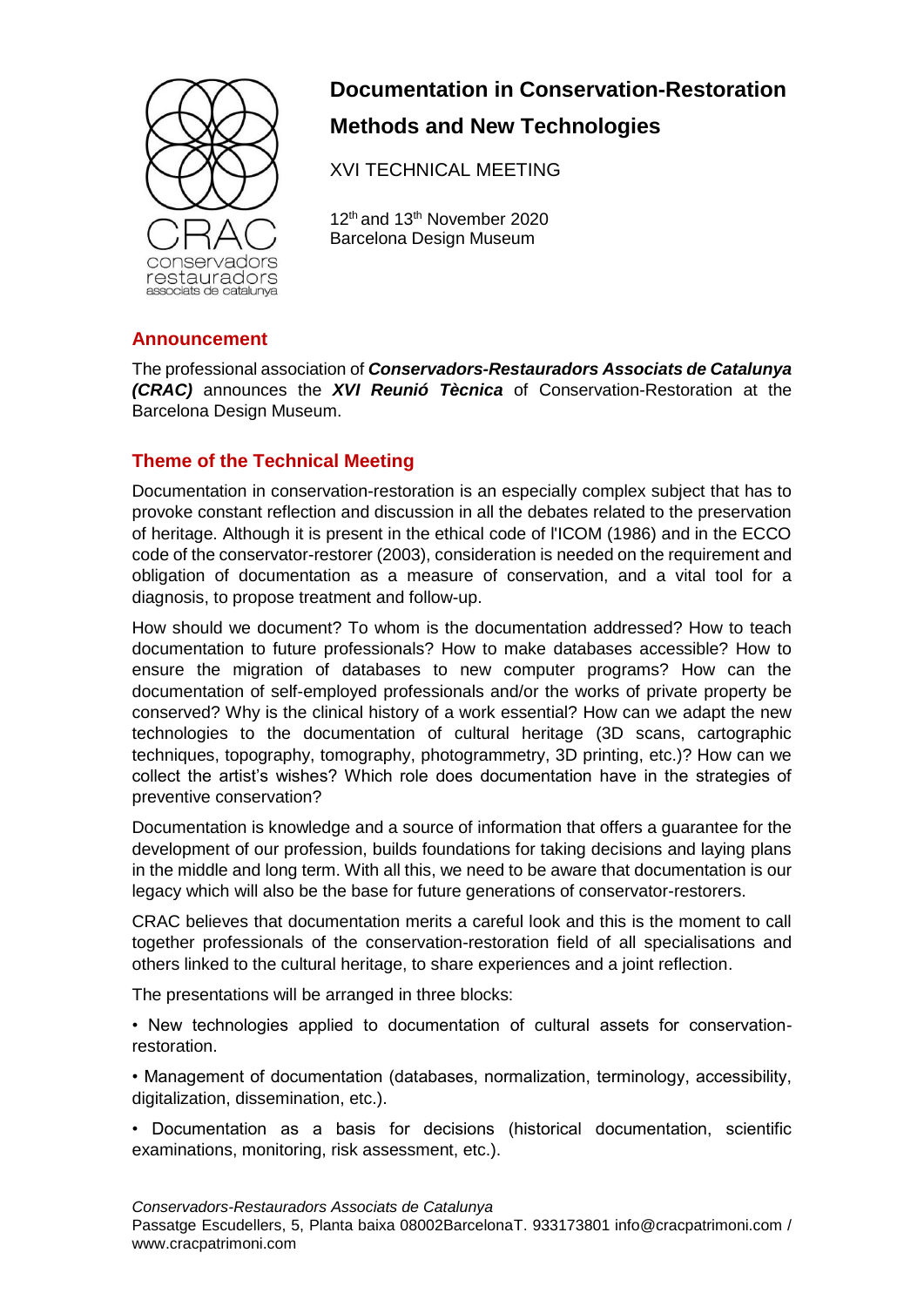# Documentation in Conservation-Restoration

## Methods and New Technologies

XVI TECHNICAL MEETING

12th and 13th November 2020
Barcelona Design Museum

## Announcement

The professional association of ***Conservadors-Restauradors Associats de Catalunya (CRAC)*** announces the ***XVI Reunió Tècnica*** of Conservation-Restoration at the Barcelona Design Museum.

## Theme of the Technical Meeting

Documentation in conservation-restoration is an especially complex subject that has to provoke constant reflection and discussion in all the debates related to the preservation of heritage. Although it is present in the ethical code of l'ICOM (1986) and in the ECCO code of the conservator-restorer (2003), consideration is needed on the requirement and obligation of documentation as a measure of conservation, and a vital tool for a diagnosis, to propose treatment and follow-up.

How should we document? To whom is the documentation addressed? How to teach documentation to future professionals? How to make databases accessible? How to ensure the migration of databases to new computer programs? How can the documentation of self-employed professionals and/or the works of private property be conserved? Why is the clinical history of a work essential? How can we adapt the new technologies to the documentation of cultural heritage (3D scans, cartographic techniques, topography, tomography, photogrammetry, 3D printing, etc.)? How can we collect the artist's wishes? Which role does documentation have in the strategies of preventive conservation?

Documentation is knowledge and a source of information that offers a guarantee for the development of our profession, builds foundations for taking decisions and laying plans in the middle and long term. With all this, we need to be aware that documentation is our legacy which will also be the base for future generations of conservator-restorers.

CRAC believes that documentation merits a careful look and this is the moment to call together professionals of the conservation-restoration field of all specialisations and others linked to the cultural heritage, to share experiences and a joint reflection.

The presentations will be arranged in three blocks:

- New technologies applied to documentation of cultural assets for conservation-restoration.
- Management of documentation (databases, normalization, terminology, accessibility, digitalization, dissemination, etc.).
- Documentation as a basis for decisions (historical documentation, scientific examinations, monitoring, risk assessment, etc.).

*Conservadors-Restauradors Associats de Catalunya*
Passatge Escudellers, 5, Planta baixa 08002BarcelonaT. 933173801 info@cracpatrimoni.com / www.cracpatrimoni.com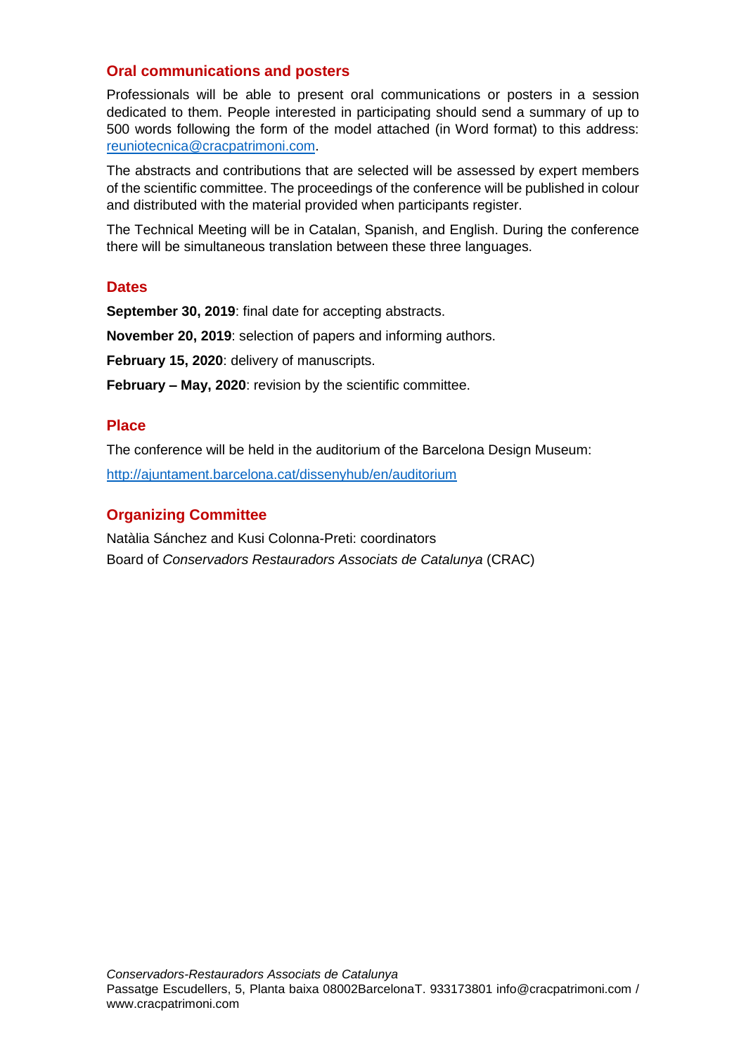## Oral communications and posters

Professionals will be able to present oral communications or posters in a session dedicated to them. People interested in participating should send a summary of up to 500 words following the form of the model attached (in Word format) to this address: reuniotecnica@cracpatrimoni.com.

The abstracts and contributions that are selected will be assessed by expert members of the scientific committee. The proceedings of the conference will be published in colour and distributed with the material provided when participants register.

The Technical Meeting will be in Catalan, Spanish, and English. During the conference there will be simultaneous translation between these three languages.

## Dates

**September 30, 2019**: final date for accepting abstracts.

**November 20, 2019**: selection of papers and informing authors.

**February 15, 2020**: delivery of manuscripts.

**February – May, 2020**: revision by the scientific committee.

## Place

The conference will be held in the auditorium of the Barcelona Design Museum:

http://ajuntament.barcelona.cat/dissenyhub/en/auditorium

## Organizing Committee

Natàlia Sánchez and Kusi Colonna-Preti: coordinators
Board of *Conservadors Restauradors Associats de Catalunya* (CRAC)

*Conservadors-Restauradors Associats de Catalunya*
Passatge Escudellers, 5, Planta baixa 08002BarcelonaT. 933173801 info@cracpatrimoni.com / www.cracpatrimoni.com